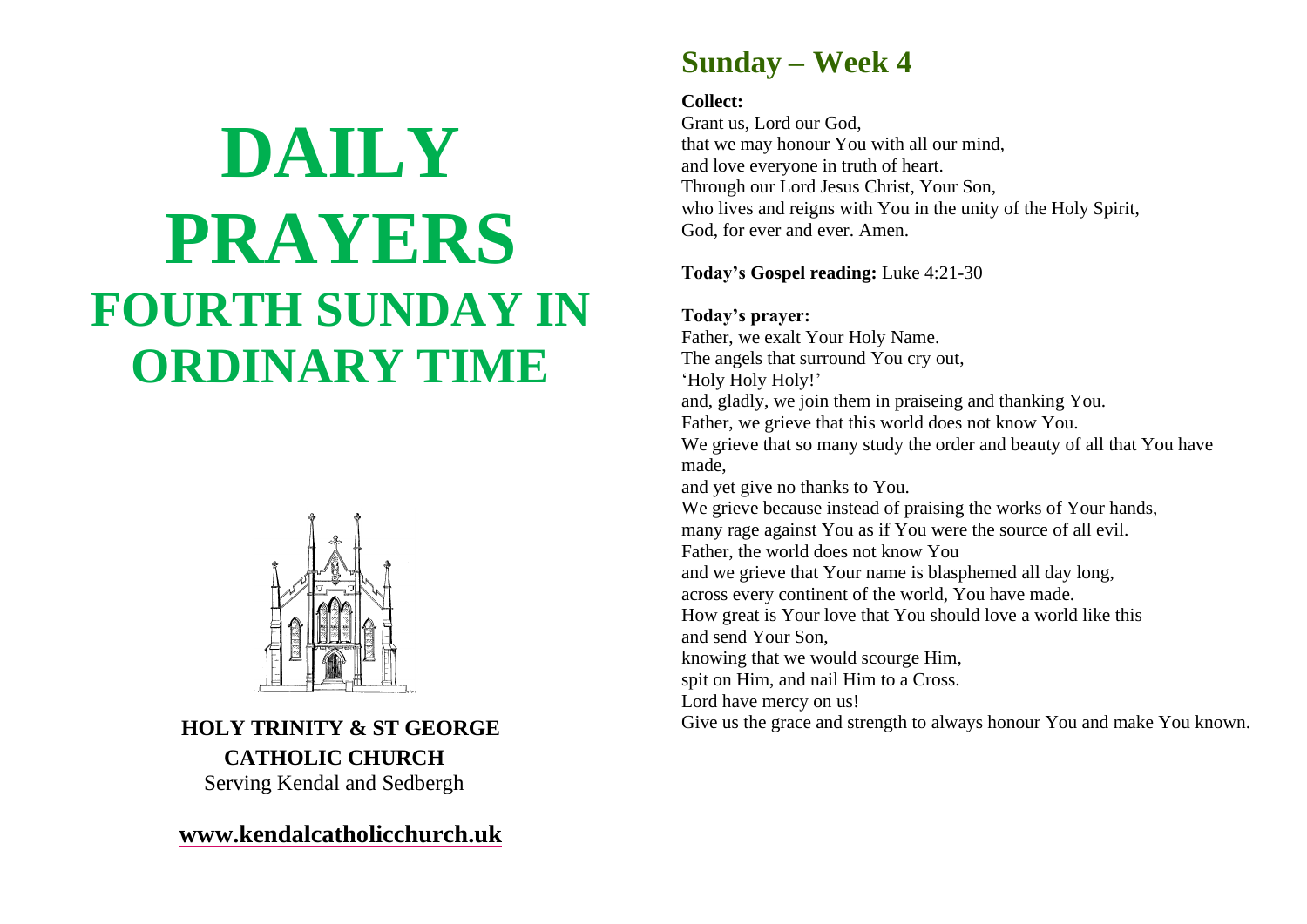# DAILY PRAYERS

# FOURTH SUNDAY IN ORDINARY TIME

**HOLY TRINITY & ST GEORGE CATHOLIC CHURCH**

Serving Kendal and Sedbergh

**www.kendalcatholicchurch.uk**

## Sunday – Week 4

**Collect:**

Grant us, Lord our God,
that we may honour You with all our mind,
and love everyone in truth of heart.
Through our Lord Jesus Christ, Your Son,
who lives and reigns with You in the unity of the Holy Spirit,
God, for ever and ever. Amen.

**Today's Gospel reading:** Luke 4:21-30

**Today's prayer:**

Father, we exalt Your Holy Name.
The angels that surround You cry out,
'Holy Holy Holy!'
and, gladly, we join them in praiseing and thanking You.
Father, we grieve that this world does not know You.
We grieve that so many study the order and beauty of all that You have made,
and yet give no thanks to You.
We grieve because instead of praising the works of Your hands,
many rage against You as if You were the source of all evil.
Father, the world does not know You
and we grieve that Your name is blasphemed all day long,
across every continent of the world, You have made.
How great is Your love that You should love a world like this
and send Your Son,
knowing that we would scourge Him,
spit on Him, and nail Him to a Cross.
Lord have mercy on us!
Give us the grace and strength to always honour You and make You known.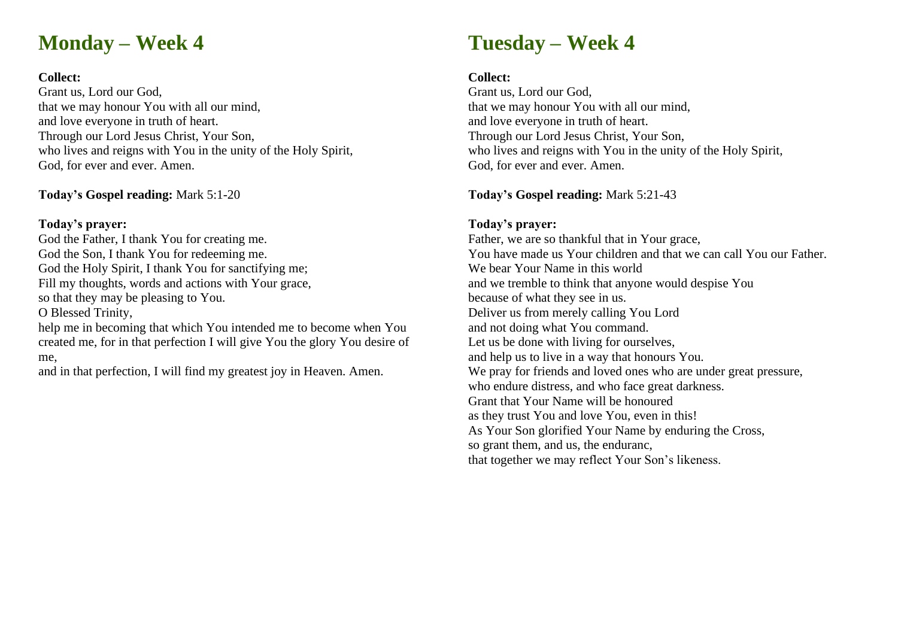# Monday – Week 4

**Collect:**
Grant us, Lord our God,
that we may honour You with all our mind,
and love everyone in truth of heart.
Through our Lord Jesus Christ, Your Son,
who lives and reigns with You in the unity of the Holy Spirit,
God, for ever and ever. Amen.

**Today's Gospel reading:** Mark 5:1-20

**Today's prayer:**
God the Father, I thank You for creating me.
God the Son, I thank You for redeeming me.
God the Holy Spirit, I thank You for sanctifying me;
Fill my thoughts, words and actions with Your grace,
so that they may be pleasing to You.
O Blessed Trinity,
help me in becoming that which You intended me to become when You created me, for in that perfection I will give You the glory You desire of me,
and in that perfection, I will find my greatest joy in Heaven. Amen.

# Tuesday – Week 4

**Collect:**
Grant us, Lord our God,
that we may honour You with all our mind,
and love everyone in truth of heart.
Through our Lord Jesus Christ, Your Son,
who lives and reigns with You in the unity of the Holy Spirit,
God, for ever and ever. Amen.

**Today's Gospel reading:** Mark 5:21-43

**Today's prayer:**
Father, we are so thankful that in Your grace,
You have made us Your children and that we can call You our Father.
We bear Your Name in this world
and we tremble to think that anyone would despise You
because of what they see in us.
Deliver us from merely calling You Lord
and not doing what You command.
Let us be done with living for ourselves,
and help us to live in a way that honours You.
We pray for friends and loved ones who are under great pressure,
who endure distress, and who face great darkness.
Grant that Your Name will be honoured
as they trust You and love You, even in this!
As Your Son glorified Your Name by enduring the Cross,
so grant them, and us, the enduranc,
that together we may reflect Your Son's likeness.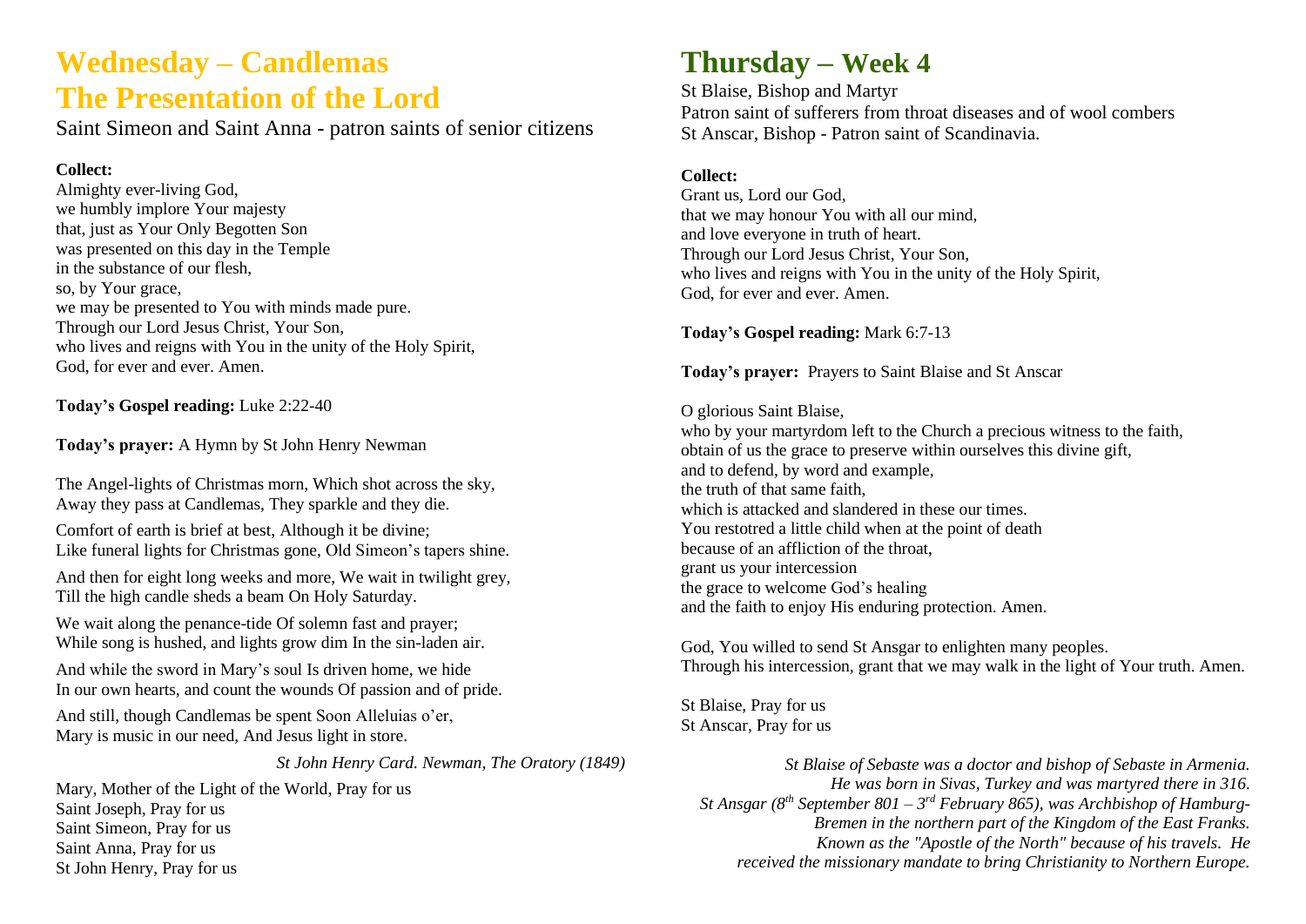# Wednesday – Candlemas
# The Presentation of the Lord

Saint Simeon and Saint Anna - patron saints of senior citizens

**Collect:**
Almighty ever-living God,
we humbly implore Your majesty
that, just as Your Only Begotten Son
was presented on this day in the Temple
in the substance of our flesh,
so, by Your grace,
we may be presented to You with minds made pure.
Through our Lord Jesus Christ, Your Son,
who lives and reigns with You in the unity of the Holy Spirit,
God, for ever and ever. Amen.

**Today's Gospel reading:** Luke 2:22-40

**Today's prayer:** A Hymn by St John Henry Newman

The Angel-lights of Christmas morn, Which shot across the sky,
Away they pass at Candlemas, They sparkle and they die.

Comfort of earth is brief at best, Although it be divine;
Like funeral lights for Christmas gone, Old Simeon's tapers shine.

And then for eight long weeks and more, We wait in twilight grey,
Till the high candle sheds a beam On Holy Saturday.

We wait along the penance-tide Of solemn fast and prayer;
While song is hushed, and lights grow dim In the sin-laden air.

And while the sword in Mary's soul Is driven home, we hide
In our own hearts, and count the wounds Of passion and of pride.

And still, though Candlemas be spent Soon Alleluias o'er,
Mary is music in our need, And Jesus light in store.

*St John Henry Card. Newman, The Oratory (1849)*

Mary, Mother of the Light of the World, Pray for us
Saint Joseph, Pray for us
Saint Simeon, Pray for us
Saint Anna, Pray for us
St John Henry, Pray for us

# Thursday – Week 4

St Blaise, Bishop and Martyr
Patron saint of sufferers from throat diseases and of wool combers
St Anscar, Bishop - Patron saint of Scandinavia.

**Collect:**
Grant us, Lord our God,
that we may honour You with all our mind,
and love everyone in truth of heart.
Through our Lord Jesus Christ, Your Son,
who lives and reigns with You in the unity of the Holy Spirit,
God, for ever and ever. Amen.

**Today's Gospel reading:** Mark 6:7-13

**Today's prayer:** Prayers to Saint Blaise and St Anscar

O glorious Saint Blaise,
who by your martyrdom left to the Church a precious witness to the faith,
obtain of us the grace to preserve within ourselves this divine gift,
and to defend, by word and example,
the truth of that same faith,
which is attacked and slandered in these our times.
You restotred a little child when at the point of death
because of an affliction of the throat,
grant us your intercession
the grace to welcome God's healing
and the faith to enjoy His enduring protection. Amen.

God, You willed to send St Ansgar to enlighten many peoples.
Through his intercession, grant that we may walk in the light of Your truth. Amen.

St Blaise, Pray for us
St Anscar, Pray for us

*St Blaise of Sebaste was a doctor and bishop of Sebaste in Armenia. He was born in Sivas, Turkey and was martyred there in 316. St Ansgar (8th September 801 – 3rd February 865), was Archbishop of Hamburg-Bremen in the northern part of the Kingdom of the East Franks. Known as the "Apostle of the North" because of his travels. He received the missionary mandate to bring Christianity to Northern Europe.*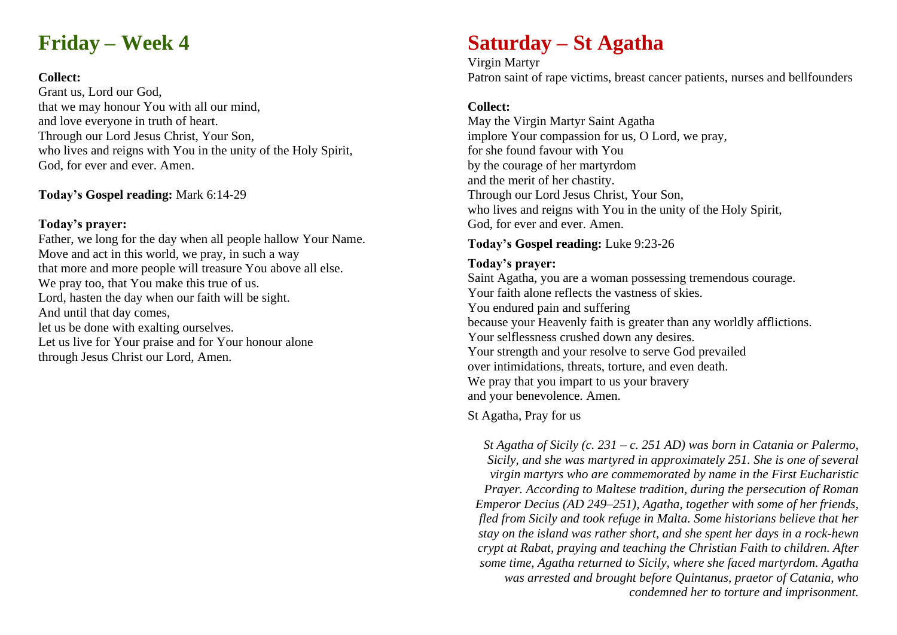# Friday – Week 4

**Collect:**
Grant us, Lord our God,
that we may honour You with all our mind,
and love everyone in truth of heart.
Through our Lord Jesus Christ, Your Son,
who lives and reigns with You in the unity of the Holy Spirit,
God, for ever and ever. Amen.

**Today's Gospel reading:** Mark 6:14-29

**Today's prayer:**
Father, we long for the day when all people hallow Your Name.
Move and act in this world, we pray, in such a way
that more and more people will treasure You above all else.
We pray too, that You make this true of us.
Lord, hasten the day when our faith will be sight.
And until that day comes,
let us be done with exalting ourselves.
Let us live for Your praise and for Your honour alone
through Jesus Christ our Lord, Amen.

# Saturday – St Agatha

Virgin Martyr
Patron saint of rape victims, breast cancer patients, nurses and bellfounders

**Collect:**
May the Virgin Martyr Saint Agatha
implore Your compassion for us, O Lord, we pray,
for she found favour with You
by the courage of her martyrdom
and the merit of her chastity.
Through our Lord Jesus Christ, Your Son,
who lives and reigns with You in the unity of the Holy Spirit,
God, for ever and ever. Amen.

**Today's Gospel reading:** Luke 9:23-26

**Today's prayer:**
Saint Agatha, you are a woman possessing tremendous courage.
Your faith alone reflects the vastness of skies.
You endured pain and suffering
because your Heavenly faith is greater than any worldly afflictions.
Your selflessness crushed down any desires.
Your strength and your resolve to serve God prevailed
over intimidations, threats, torture, and even death.
We pray that you impart to us your bravery
and your benevolence. Amen.

St Agatha, Pray for us

*St Agatha of Sicily (c. 231 – c. 251 AD) was born in Catania or Palermo, Sicily, and she was martyred in approximately 251. She is one of several virgin martyrs who are commemorated by name in the First Eucharistic Prayer. According to Maltese tradition, during the persecution of Roman Emperor Decius (AD 249–251), Agatha, together with some of her friends, fled from Sicily and took refuge in Malta. Some historians believe that her stay on the island was rather short, and she spent her days in a rock-hewn crypt at Rabat, praying and teaching the Christian Faith to children. After some time, Agatha returned to Sicily, where she faced martyrdom. Agatha was arrested and brought before Quintanus, praetor of Catania, who condemned her to torture and imprisonment.*